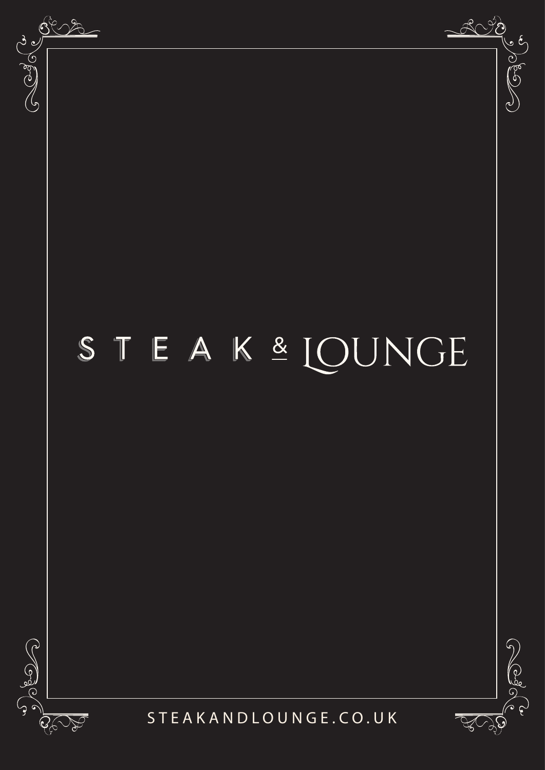# STEAK & LOUNGE

STEAKANDLOUNGE.CO.UK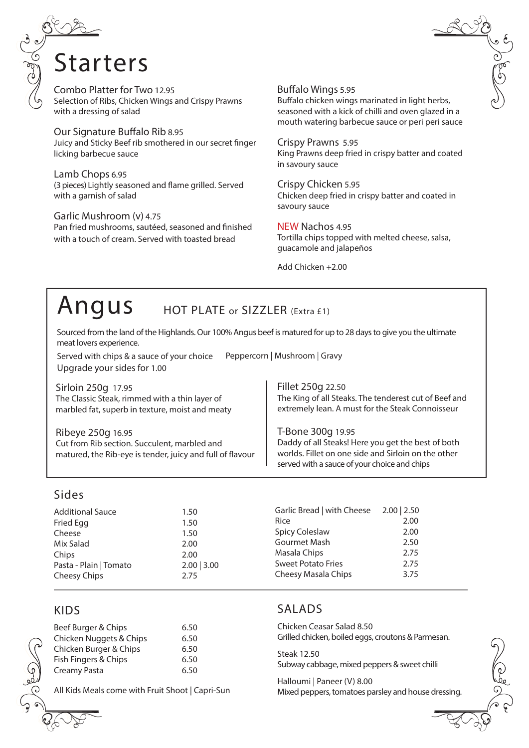# Starters

Combo Platter for Two 12.95
Selection of Ribs, Chicken Wings and Crispy Prawns with a dressing of salad

Our Signature Buffalo Rib 8.95
Juicy and Sticky Beef rib smothered in our secret finger licking barbecue sauce

Lamb Chops 6.95
(3 pieces) Lightly seasoned and flame grilled. Served with a garnish of salad

Garlic Mushroom (v) 4.75
Pan fried mushrooms, sautéed, seasoned and finished with a touch of cream. Served with toasted bread

Buffalo Wings 5.95
Buffalo chicken wings marinated in light herbs, seasoned with a kick of chilli and oven glazed in a mouth watering barbecue sauce or peri peri sauce

Crispy Prawns 5.95
King Prawns deep fried in crispy batter and coated in savoury sauce

Crispy Chicken 5.95
Chicken deep fried in crispy batter and coated in savoury sauce

NEW Nachos 4.95
Tortilla chips topped with melted cheese, salsa, guacamole and jalapeños

Add Chicken +2.00

# Angus

HOT PLATE or SIZZLER (Extra £1)

Sourced from the land of the Highlands. Our 100% Angus beef is matured for up to 28 days to give you the ultimate meat lovers experience.

Served with chips & a sauce of your choice Peppercorn | Mushroom | Gravy

Upgrade your sides for 1.00

Sirloin 250g 17.95
The Classic Steak, rimmed with a thin layer of marbled fat, superb in texture, moist and meaty

Ribeye 250g 16.95
Cut from Rib section. Succulent, marbled and matured, the Rib-eye is tender, juicy and full of flavour

Fillet 250g 22.50
The King of all Steaks. The tenderest cut of Beef and extremely lean. A must for the Steak Connoisseur

T-Bone 300g 19.95
Daddy of all Steaks! Here you get the best of both worlds. Fillet on one side and Sirloin on the other served with a sauce of your choice and chips

## Sides

| Item | Price |
|---|---|
| Additional Sauce | 1.50 |
| Fried Egg | 1.50 |
| Cheese | 1.50 |
| Mix Salad | 2.00 |
| Chips | 2.00 |
| Pasta - Plain \| Tomato | 2.00 \| 3.00 |
| Cheesy Chips | 2.75 |
| Garlic Bread \| with Cheese | 2.00 \| 2.50 |
| Rice | 2.00 |
| Spicy Coleslaw | 2.00 |
| Gourmet Mash | 2.50 |
| Masala Chips | 2.75 |
| Sweet Potato Fries | 2.75 |
| Cheesy Masala Chips | 3.75 |

## KIDS

| Item | Price |
|---|---|
| Beef Burger & Chips | 6.50 |
| Chicken Nuggets & Chips | 6.50 |
| Chicken Burger & Chips | 6.50 |
| Fish Fingers & Chips | 6.50 |
| Creamy Pasta | 6.50 |

All Kids Meals come with Fruit Shoot | Capri-Sun

## SALADS

Chicken Ceasar Salad 8.50
Grilled chicken, boiled eggs, croutons & Parmesan.

Steak 12.50
Subway cabbage, mixed peppers & sweet chilli

Halloumi | Paneer (V) 8.00
Mixed peppers, tomatoes parsley and house dressing.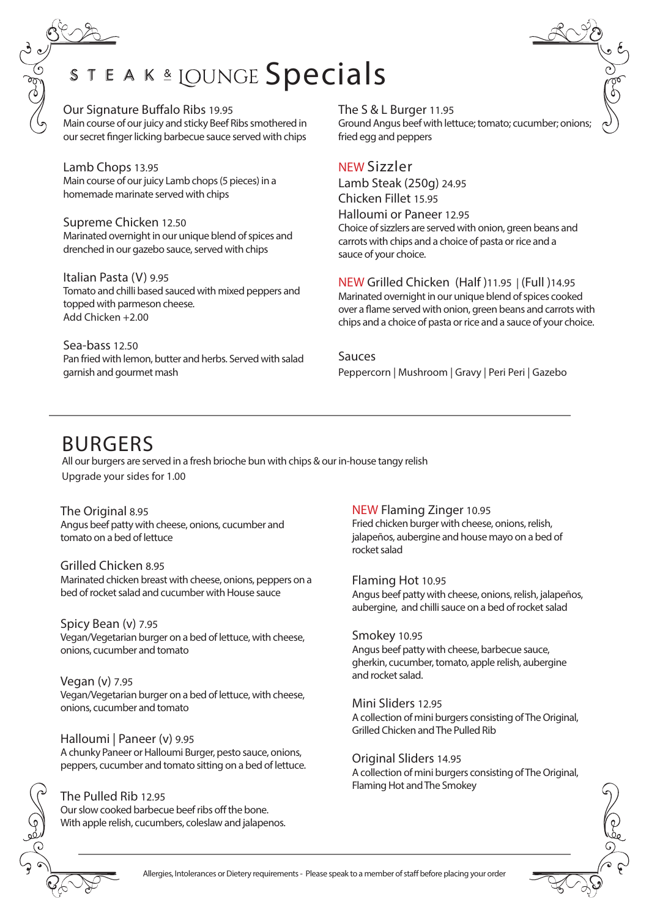# STEAK & LOUNGE Specials

**Our Signature Buffalo Ribs** 19.95
Main course of our juicy and sticky Beef Ribs smothered in our secret finger licking barbecue sauce served with chips

**Lamb Chops** 13.95
Main course of our juicy Lamb chops (5 pieces) in a homemade marinate served with chips

**Supreme Chicken** 12.50
Marinated overnight in our unique blend of spices and drenched in our gazebo sauce, served with chips

**Italian Pasta (V)** 9.95
Tomato and chilli based sauced with mixed peppers and topped with parmeson cheese.
Add Chicken +2.00

**Sea-bass** 12.50
Pan fried with lemon, butter and herbs. Served with salad garnish and gourmet mash

**The S & L Burger** 11.95
Ground Angus beef with lettuce; tomato; cucumber; onions; fried egg and peppers

## NEW Sizzler

**Lamb Steak (250g)** 24.95
**Chicken Fillet** 15.95
**Halloumi or Paneer** 12.95
Choice of sizzlers are served with onion, green beans and carrots with chips and a choice of pasta or rice and a sauce of your choice.

**NEW Grilled Chicken (Half)** 11.95 | **(Full)** 14.95
Marinated overnight in our unique blend of spices cooked over a flame served with onion, green beans and carrots with chips and a choice of pasta or rice and a sauce of your choice.

**Sauces**
Peppercorn | Mushroom | Gravy | Peri Peri | Gazebo

---

# BURGERS

All our burgers are served in a fresh brioche bun with chips & our in-house tangy relish
Upgrade your sides for 1.00

**The Original** 8.95
Angus beef patty with cheese, onions, cucumber and tomato on a bed of lettuce

**Grilled Chicken** 8.95
Marinated chicken breast with cheese, onions, peppers on a bed of rocket salad and cucumber with House sauce

**Spicy Bean (v)** 7.95
Vegan/Vegetarian burger on a bed of lettuce, with cheese, onions, cucumber and tomato

**Vegan (v)** 7.95
Vegan/Vegetarian burger on a bed of lettuce, with cheese, onions, cucumber and tomato

**Halloumi | Paneer (v)** 9.95
A chunky Paneer or Halloumi Burger, pesto sauce, onions, peppers, cucumber and tomato sitting on a bed of lettuce.

**The Pulled Rib** 12.95
Our slow cooked barbecue beef ribs off the bone.
With apple relish, cucumbers, coleslaw and jalapenos.

**NEW Flaming Zinger** 10.95
Fried chicken burger with cheese, onions, relish, jalapeños, aubergine and house mayo on a bed of rocket salad

**Flaming Hot** 10.95
Angus beef patty with cheese, onions, relish, jalapeños, aubergine, and chilli sauce on a bed of rocket salad

**Smokey** 10.95
Angus beef patty with cheese, barbecue sauce, gherkin, cucumber, tomato, apple relish, aubergine and rocket salad.

**Mini Sliders** 12.95
A collection of mini burgers consisting of The Original, Grilled Chicken and The Pulled Rib

**Original Sliders** 14.95
A collection of mini burgers consisting of The Original, Flaming Hot and The Smokey

---

Allergies, Intolerances or Dietery requirements - Please speak to a member of staff before placing your order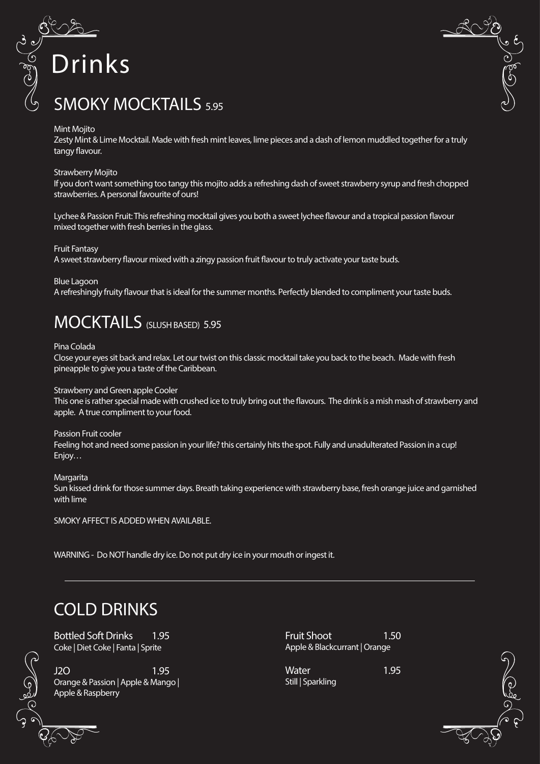# Drinks

## SMOKY MOCKTAILS 5.95

Mint Mojito
Zesty Mint & Lime Mocktail. Made with fresh mint leaves, lime pieces and a dash of lemon muddled together for a truly tangy flavour.

Strawberry Mojito
If you don't want something too tangy this mojito adds a refreshing dash of sweet strawberry syrup and fresh chopped strawberries. A personal favourite of ours!

Lychee & Passion Fruit: This refreshing mocktail gives you both a sweet lychee flavour and a tropical passion flavour mixed together with fresh berries in the glass.

Fruit Fantasy
A sweet strawberry flavour mixed with a zingy passion fruit flavour to truly activate your taste buds.

Blue Lagoon
A refreshingly fruity flavour that is ideal for the summer months. Perfectly blended to compliment your taste buds.

## MOCKTAILS (SLUSH BASED) 5.95

Pina Colada
Close your eyes sit back and relax. Let our twist on this classic mocktail take you back to the beach. Made with fresh pineapple to give you a taste of the Caribbean.

Strawberry and Green apple Cooler
This one is rather special made with crushed ice to truly bring out the flavours. The drink is a mish mash of strawberry and apple. A true compliment to your food.

Passion Fruit cooler
Feeling hot and need some passion in your life? this certainly hits the spot. Fully and unadulterated Passion in a cup! Enjoy…

Margarita
Sun kissed drink for those summer days. Breath taking experience with strawberry base, fresh orange juice and garnished with lime

SMOKY AFFECT IS ADDED WHEN AVAILABLE.

WARNING - Do NOT handle dry ice. Do not put dry ice in your mouth or ingest it.

---

## COLD DRINKS

Bottled Soft Drinks 1.95
Coke | Diet Coke | Fanta | Sprite

J2O 1.95
Orange & Passion | Apple & Mango | Apple & Raspberry

Fruit Shoot 1.50
Apple & Blackcurrant | Orange

Water 1.95
Still | Sparkling